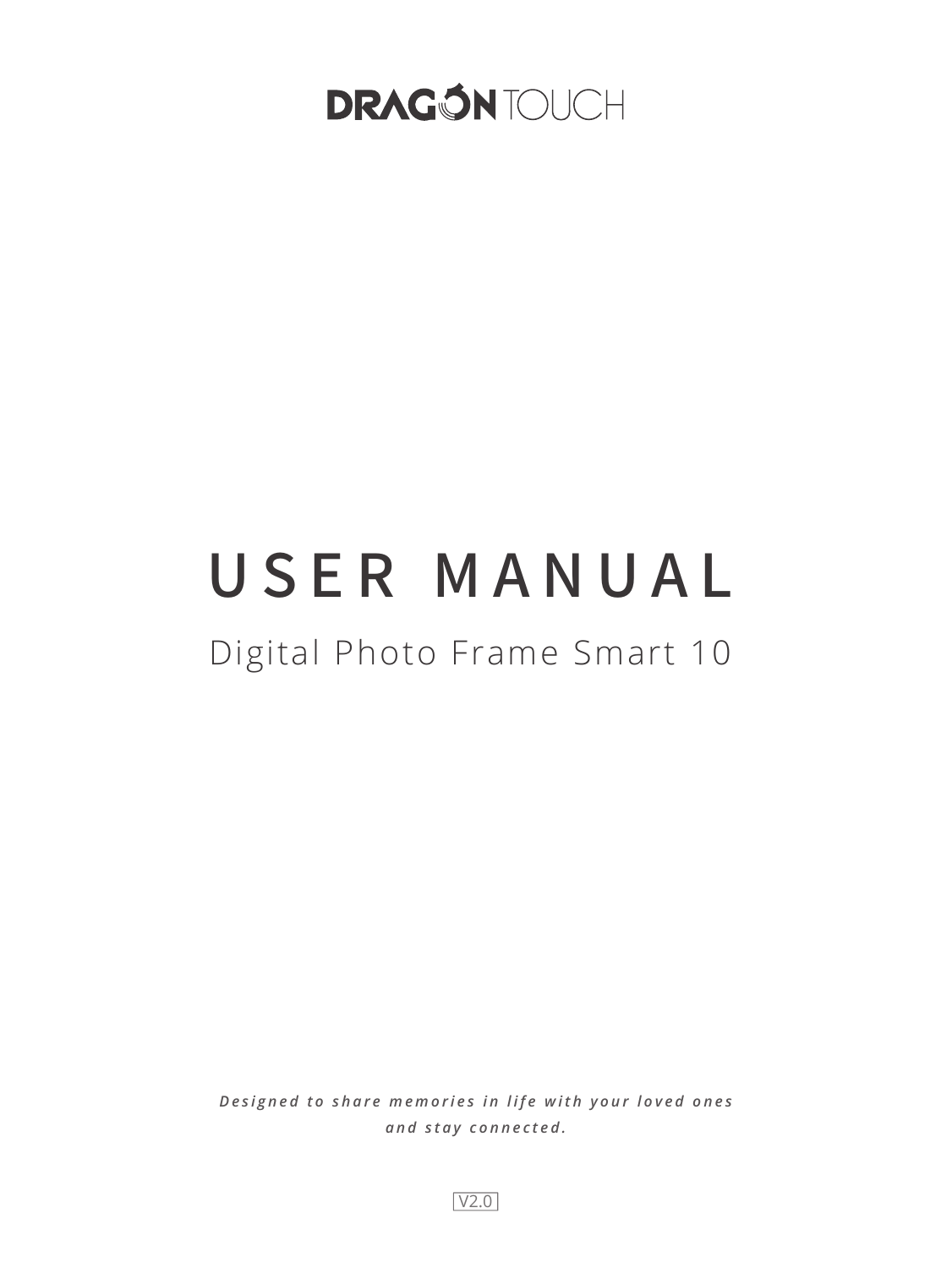DRAGON TOUCH

# USER MANUAL

## Digital Photo Frame Smart 10

*Designed to share memories in life with your loved ones and stay connected.*

V2.0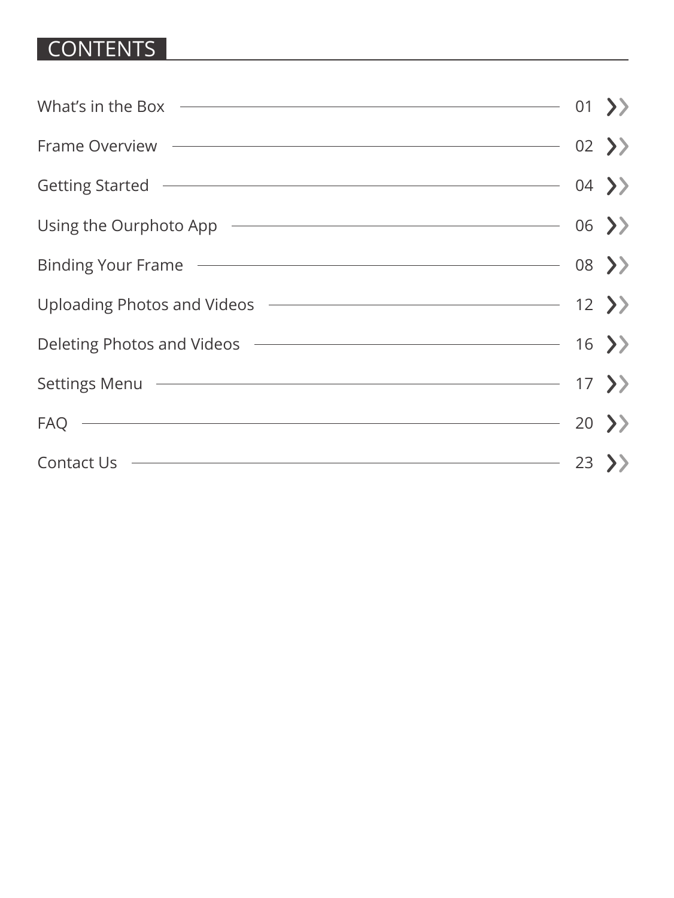# CONTENTS

| Section | Page |
| --- | --- |
| What's in the Box | 01 |
| Frame Overview | 02 |
| Getting Started | 04 |
| Using the Ourphoto App | 06 |
| Binding Your Frame | 08 |
| Uploading Photos and Videos | 12 |
| Deleting Photos and Videos | 16 |
| Settings Menu | 17 |
| FAQ | 20 |
| Contact Us | 23 |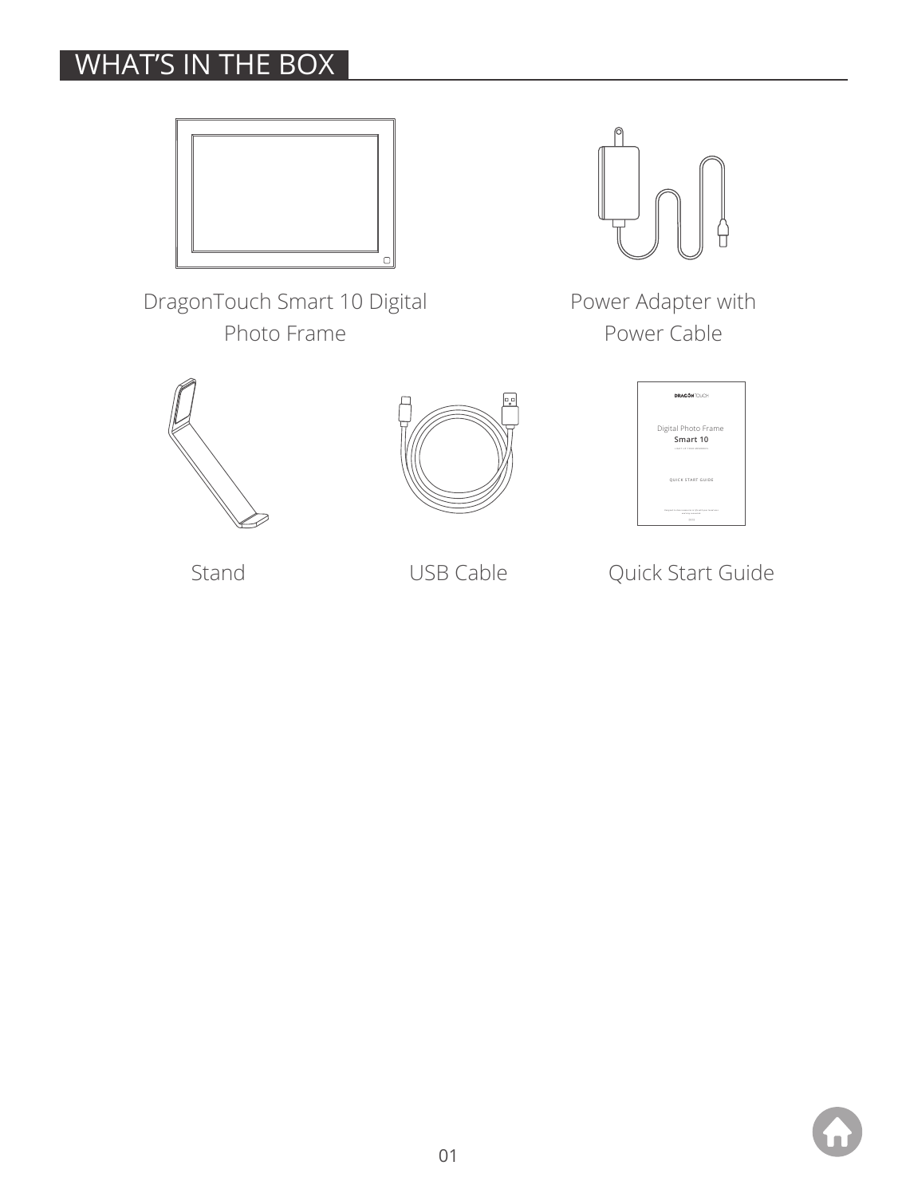# WHAT'S IN THE BOX

DragonTouch Smart 10 Digital Photo Frame

Power Adapter with Power Cable

Stand

USB Cable

Quick Start Guide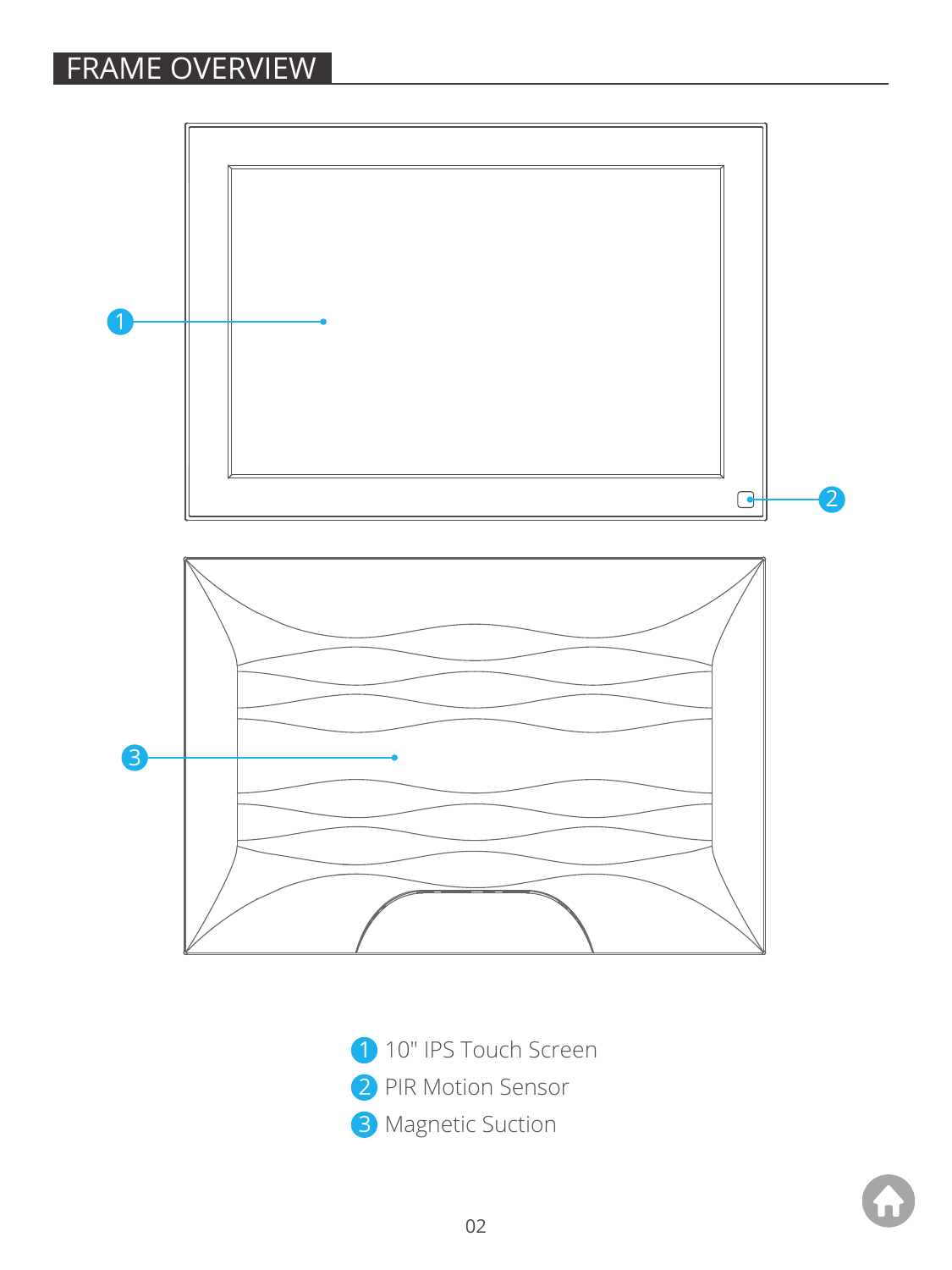# FRAME OVERVIEW

1. 10" IPS Touch Screen
2. PIR Motion Sensor
3. Magnetic Suction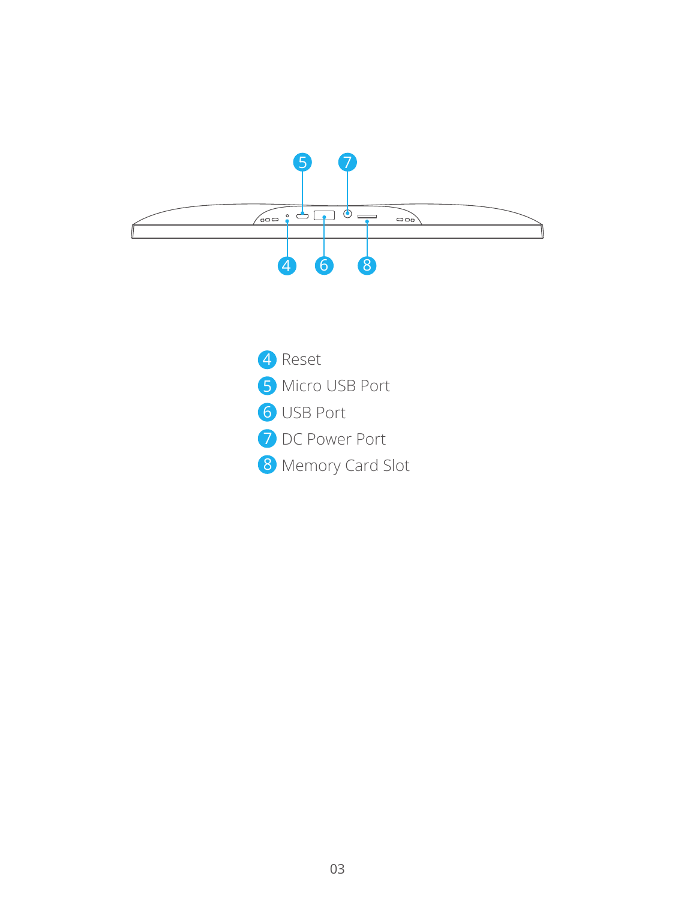4 Reset
5 Micro USB Port
6 USB Port
7 DC Power Port
8 Memory Card Slot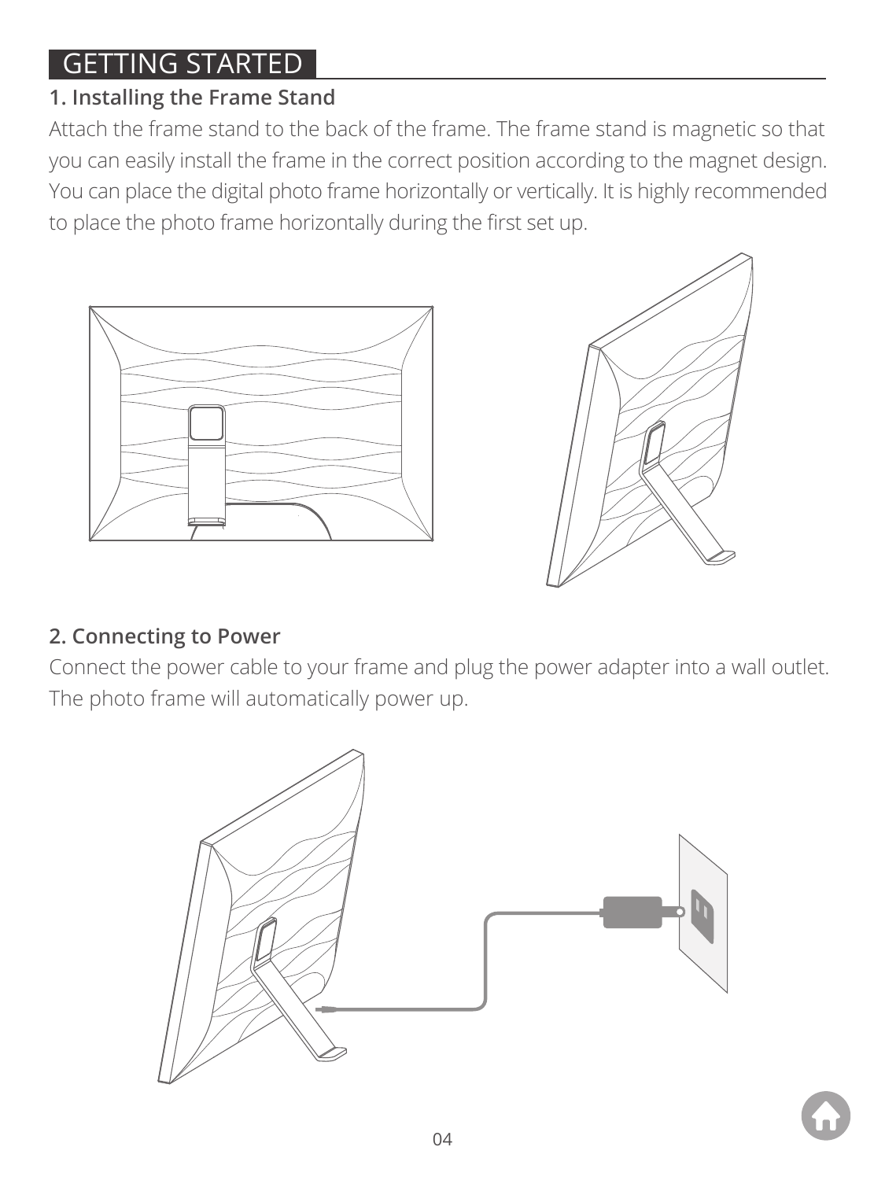# GETTING STARTED

## 1. Installing the Frame Stand

Attach the frame stand to the back of the frame. The frame stand is magnetic so that you can easily install the frame in the correct position according to the magnet design. You can place the digital photo frame horizontally or vertically. It is highly recommended to place the photo frame horizontally during the first set up.

## 2. Connecting to Power

Connect the power cable to your frame and plug the power adapter into a wall outlet. The photo frame will automatically power up.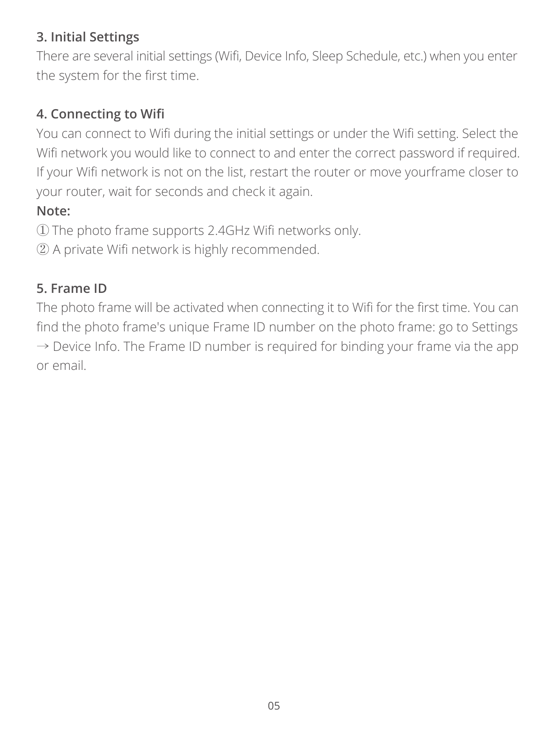### 3. Initial Settings

There are several initial settings (Wifi, Device Info, Sleep Schedule, etc.) when you enter the system for the first time.

### 4. Connecting to Wifi

You can connect to Wifi during the initial settings or under the Wifi setting. Select the Wifi network you would like to connect to and enter the correct password if required. If your Wifi network is not on the list, restart the router or move yourframe closer to your router, wait for seconds and check it again.

**Note:**

① The photo frame supports 2.4GHz Wifi networks only.

② A private Wifi network is highly recommended.

### 5. Frame ID

The photo frame will be activated when connecting it to Wifi for the first time. You can find the photo frame's unique Frame ID number on the photo frame: go to Settings → Device Info. The Frame ID number is required for binding your frame via the app or email.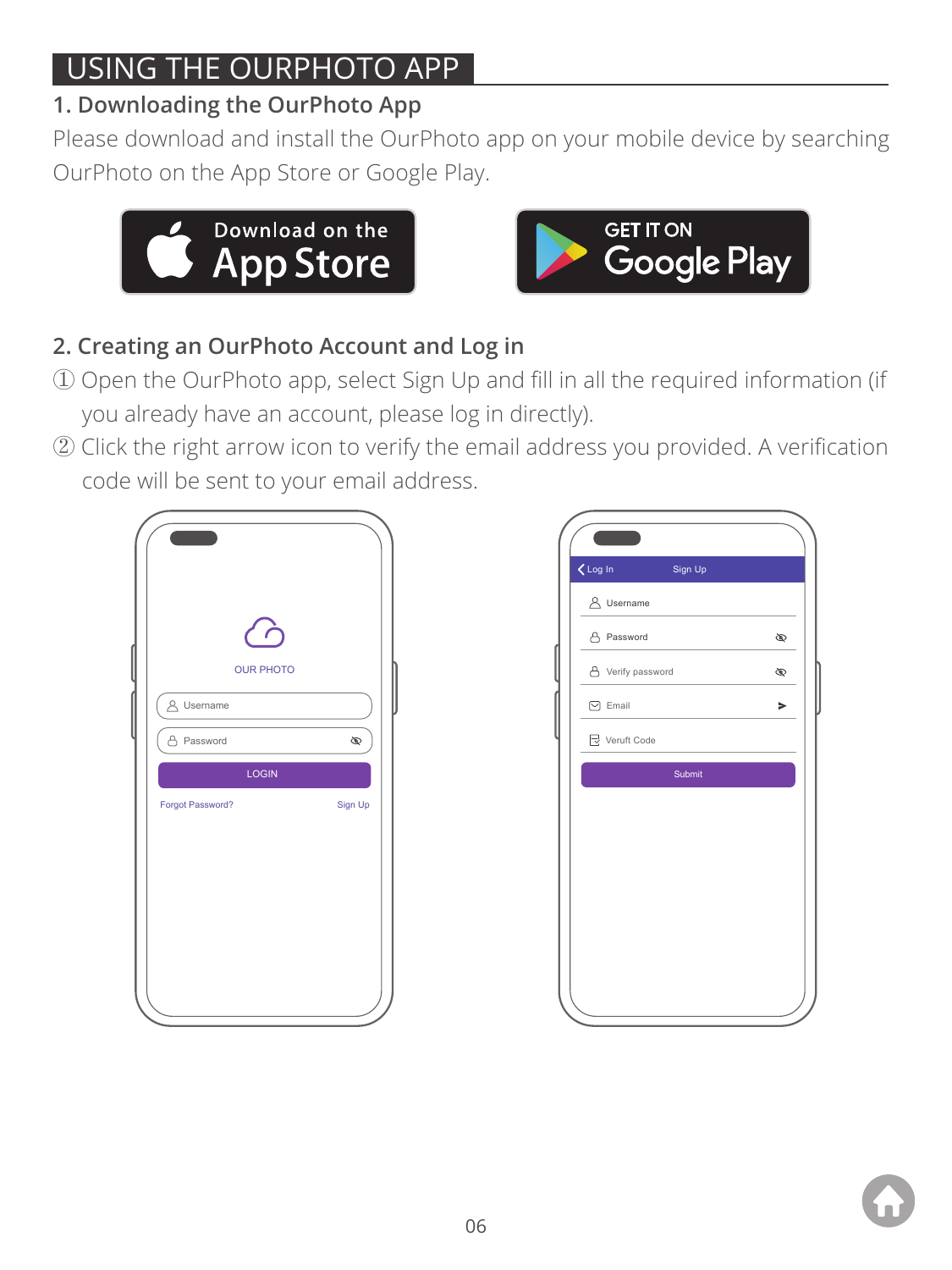# USING THE OURPHOTO APP

## 1. Downloading the OurPhoto App

Please download and install the OurPhoto app on your mobile device by searching OurPhoto on the App Store or Google Play.

Download on the App Store

GET IT ON Google Play

## 2. Creating an OurPhoto Account and Log in

① Open the OurPhoto app, select Sign Up and fill in all the required information (if you already have an account, please log in directly).

② Click the right arrow icon to verify the email address you provided. A verification code will be sent to your email address.

OUR PHOTO

Username

Password

LOGIN

Forgot Password? Sign Up

Log In Sign Up

Username

Password

Verify password

Email

Veruft Code

Submit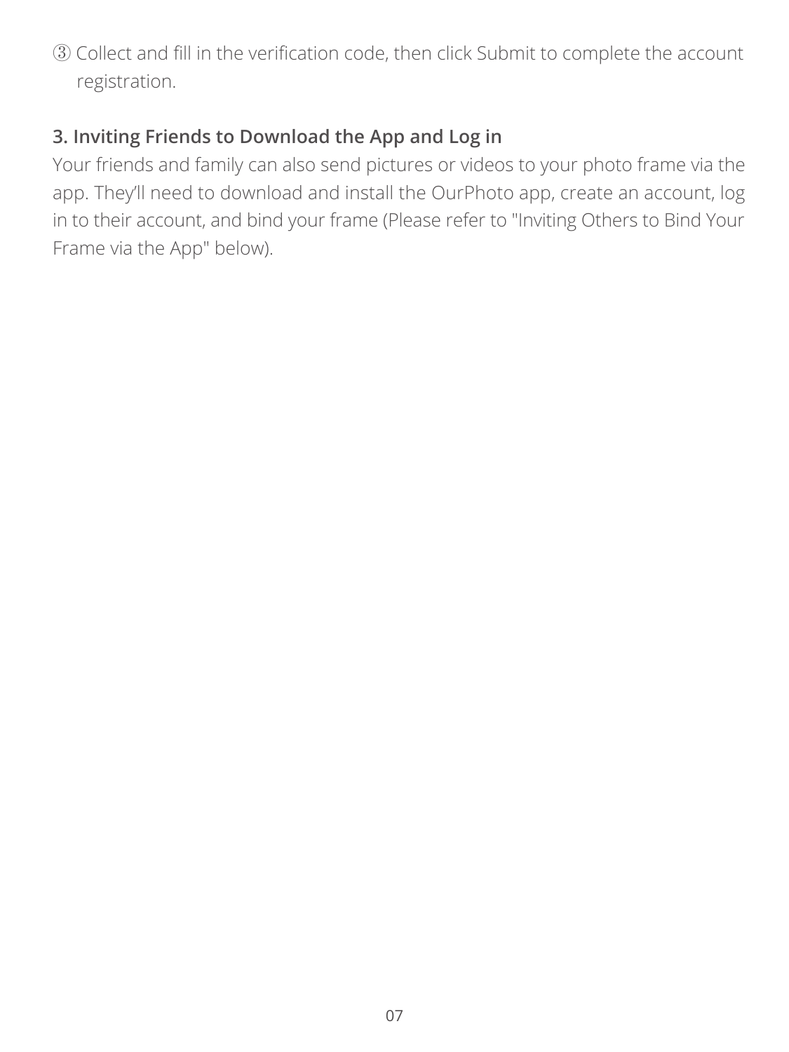③ Collect and fill in the verification code, then click Submit to complete the account registration.

### 3. Inviting Friends to Download the App and Log in

Your friends and family can also send pictures or videos to your photo frame via the app. They'll need to download and install the OurPhoto app, create an account, log in to their account, and bind your frame (Please refer to "Inviting Others to Bind Your Frame via the App" below).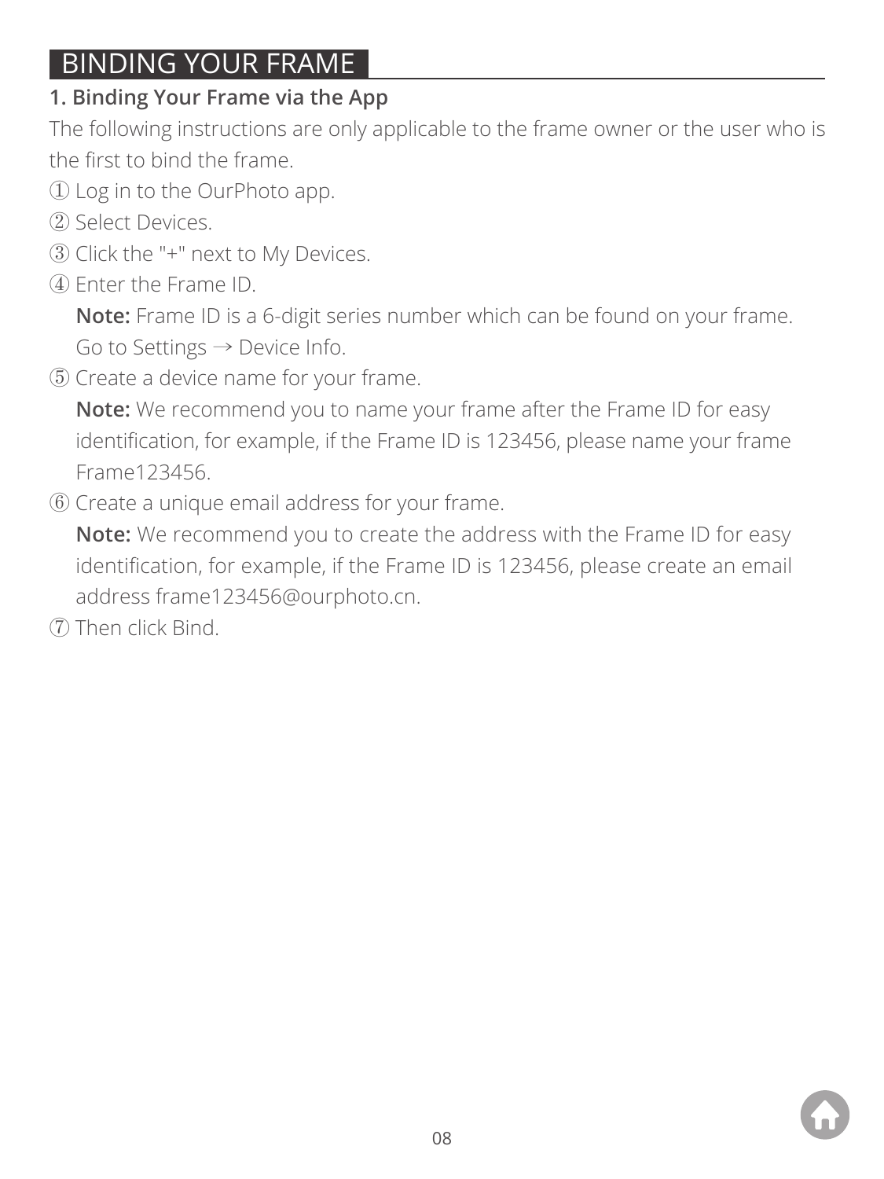# BINDING YOUR FRAME

## 1. Binding Your Frame via the App

The following instructions are only applicable to the frame owner or the user who is the first to bind the frame.

① Log in to the OurPhoto app.

② Select Devices.

③ Click the "+" next to My Devices.

④ Enter the Frame ID.

**Note:** Frame ID is a 6-digit series number which can be found on your frame. Go to Settings → Device Info.

⑤ Create a device name for your frame.

**Note:** We recommend you to name your frame after the Frame ID for easy identification, for example, if the Frame ID is 123456, please name your frame Frame123456.

⑥ Create a unique email address for your frame.

**Note:** We recommend you to create the address with the Frame ID for easy identification, for example, if the Frame ID is 123456, please create an email address frame123456@ourphoto.cn.

⑦ Then click Bind.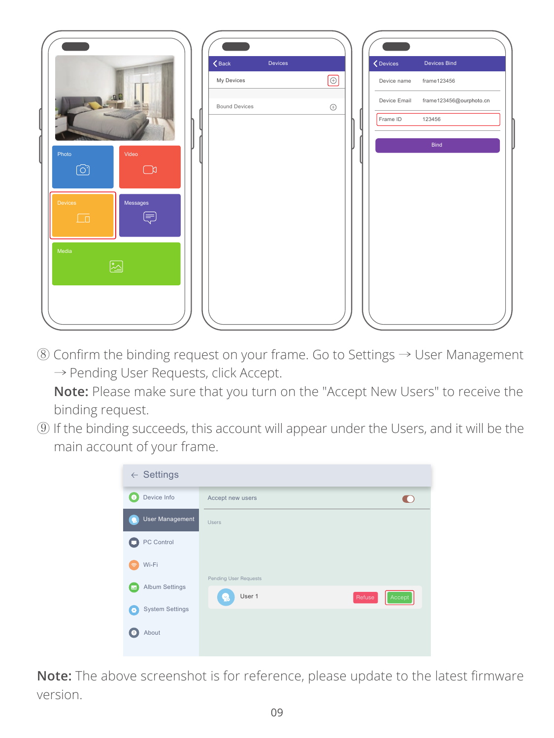⑧ Confirm the binding request on your frame. Go to Settings → User Management → Pending User Requests, click Accept.

**Note:** Please make sure that you turn on the "Accept New Users" to receive the binding request.

⑨ If the binding succeeds, this account will appear under the Users, and it will be the main account of your frame.

**Note:** The above screenshot is for reference, please update to the latest firmware version.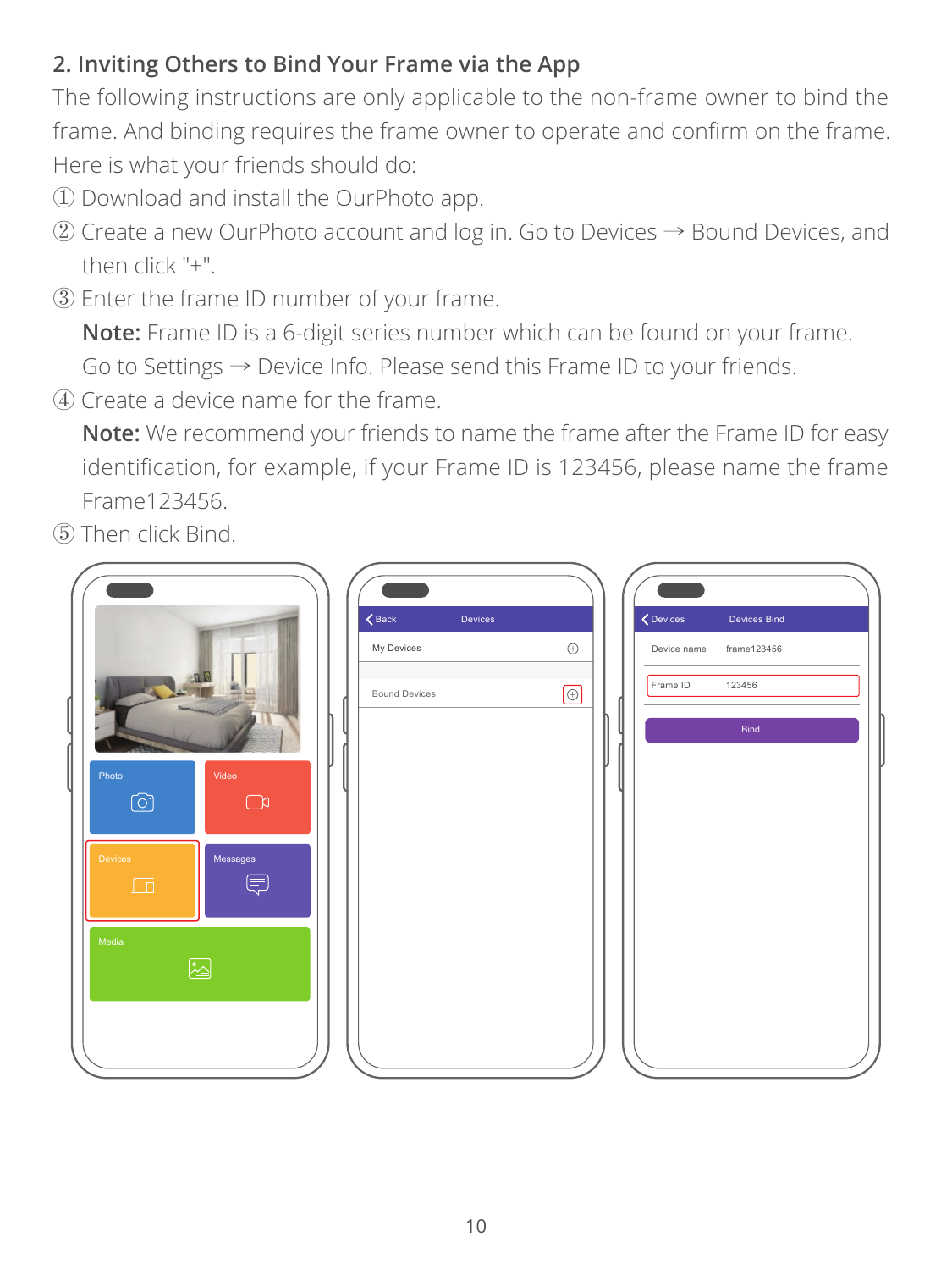## 2. Inviting Others to Bind Your Frame via the App

The following instructions are only applicable to the non-frame owner to bind the frame. And binding requires the frame owner to operate and confirm on the frame. Here is what your friends should do:

① Download and install the OurPhoto app.

② Create a new OurPhoto account and log in. Go to Devices → Bound Devices, and then click "+".

③ Enter the frame ID number of your frame.
**Note:** Frame ID is a 6-digit series number which can be found on your frame. Go to Settings → Device Info. Please send this Frame ID to your friends.

④ Create a device name for the frame.
**Note:** We recommend your friends to name the frame after the Frame ID for easy identification, for example, if your Frame ID is 123456, please name the frame Frame123456.

⑤ Then click Bind.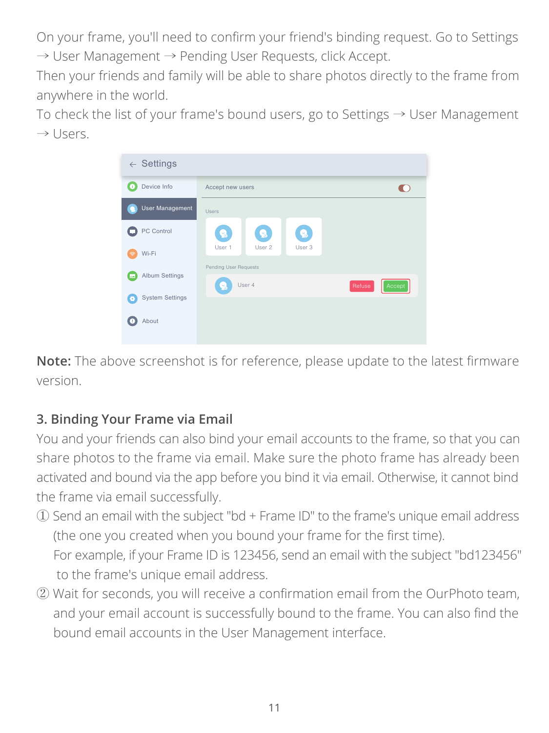On your frame, you'll need to confirm your friend's binding request. Go to Settings → User Management → Pending User Requests, click Accept.
Then your friends and family will be able to share photos directly to the frame from anywhere in the world.
To check the list of your frame's bound users, go to Settings → User Management → Users.

**Note:** The above screenshot is for reference, please update to the latest firmware version.

### 3. Binding Your Frame via Email

You and your friends can also bind your email accounts to the frame, so that you can share photos to the frame via email. Make sure the photo frame has already been activated and bound via the app before you bind it via email. Otherwise, it cannot bind the frame via email successfully.

① Send an email with the subject "bd + Frame ID" to the frame's unique email address (the one you created when you bound your frame for the first time).
For example, if your Frame ID is 123456, send an email with the subject "bd123456" to the frame's unique email address.

② Wait for seconds, you will receive a confirmation email from the OurPhoto team, and your email account is successfully bound to the frame. You can also find the bound email accounts in the User Management interface.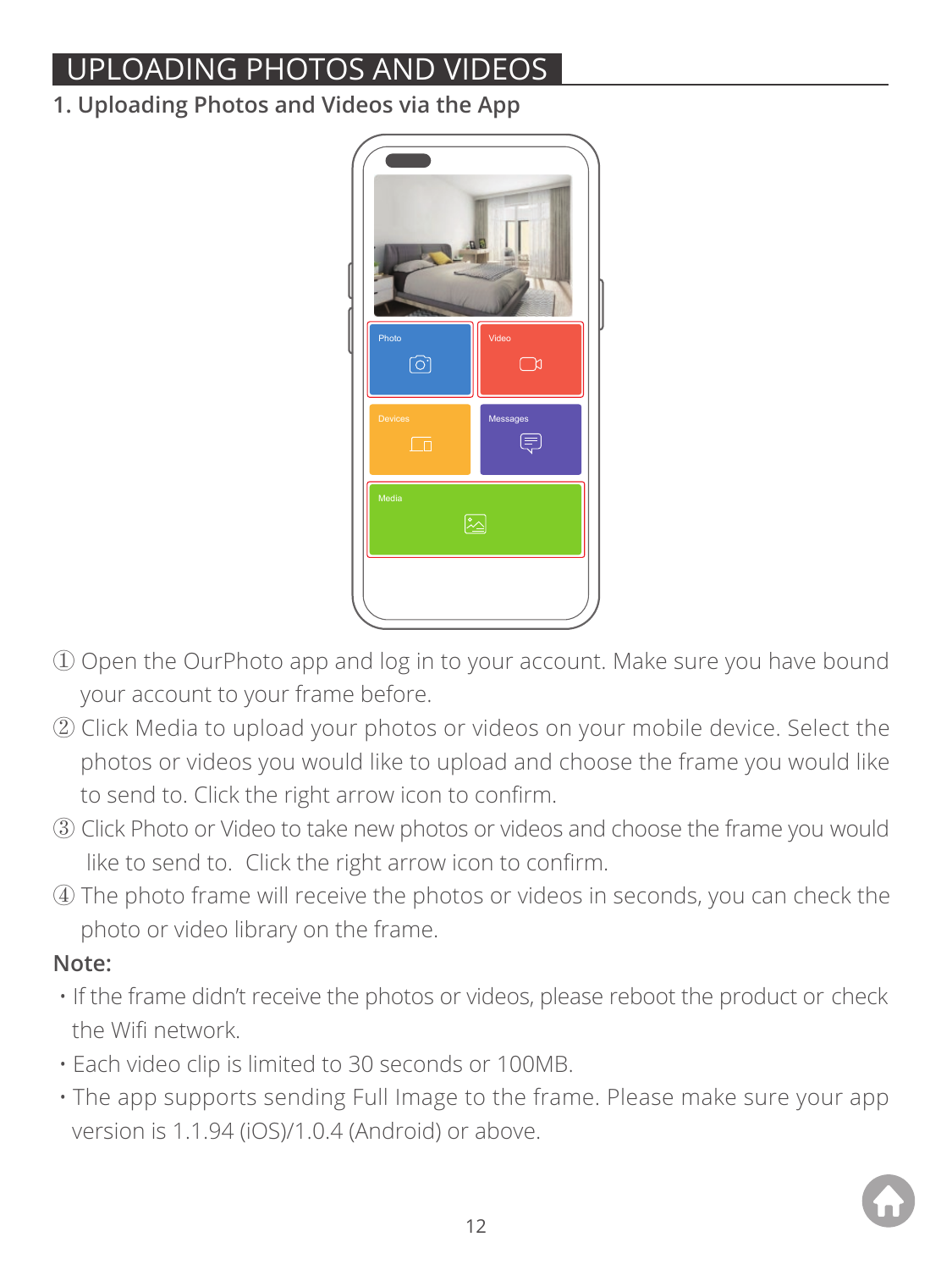# UPLOADING PHOTOS AND VIDEOS

## 1. Uploading Photos and Videos via the App

① Open the OurPhoto app and log in to your account. Make sure you have bound your account to your frame before.

② Click Media to upload your photos or videos on your mobile device. Select the photos or videos you would like to upload and choose the frame you would like to send to. Click the right arrow icon to confirm.

③ Click Photo or Video to take new photos or videos and choose the frame you would like to send to. Click the right arrow icon to confirm.

④ The photo frame will receive the photos or videos in seconds, you can check the photo or video library on the frame.

**Note:**

- If the frame didn't receive the photos or videos, please reboot the product or check the Wifi network.
- Each video clip is limited to 30 seconds or 100MB.
- The app supports sending Full Image to the frame. Please make sure your app version is 1.1.94 (iOS)/1.0.4 (Android) or above.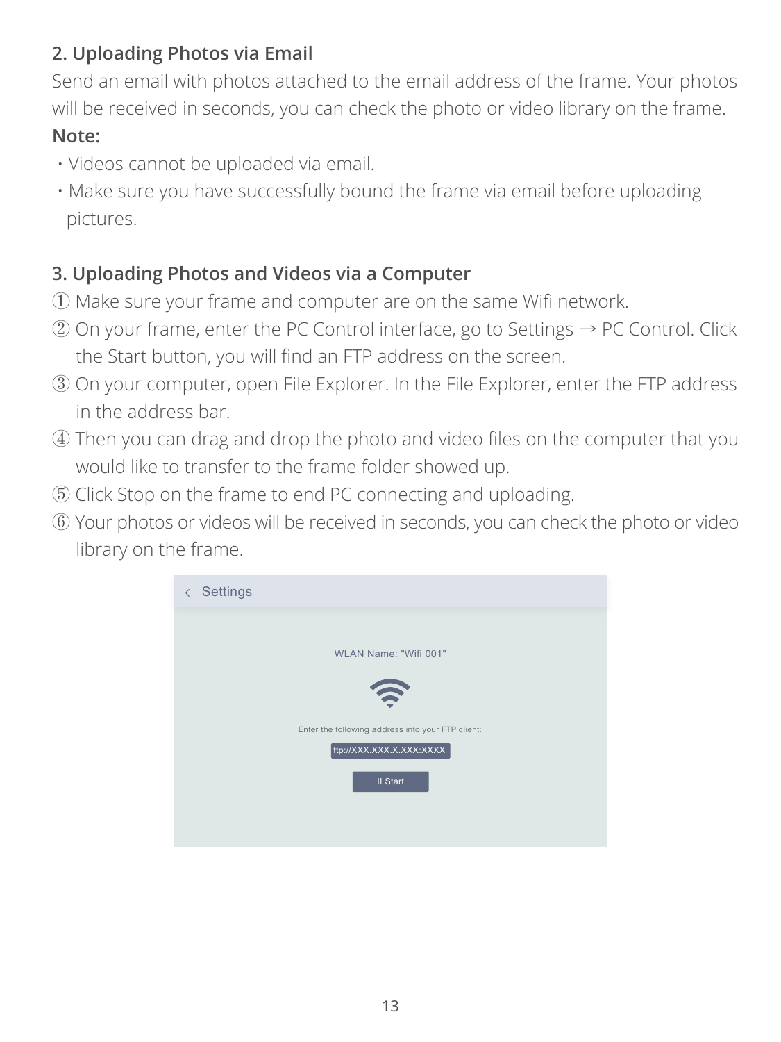## 2. Uploading Photos via Email

Send an email with photos attached to the email address of the frame. Your photos will be received in seconds, you can check the photo or video library on the frame.

**Note:**

- Videos cannot be uploaded via email.
- Make sure you have successfully bound the frame via email before uploading pictures.

## 3. Uploading Photos and Videos via a Computer

① Make sure your frame and computer are on the same Wifi network.

② On your frame, enter the PC Control interface, go to Settings → PC Control. Click the Start button, you will find an FTP address on the screen.

③ On your computer, open File Explorer. In the File Explorer, enter the FTP address in the address bar.

④ Then you can drag and drop the photo and video files on the computer that you would like to transfer to the frame folder showed up.

⑤ Click Stop on the frame to end PC connecting and uploading.

⑥ Your photos or videos will be received in seconds, you can check the photo or video library on the frame.

← Settings

WLAN Name: "Wifi 001"

Enter the following address into your FTP client:

ftp://XXX.XXX.X.XXX:XXXX

II Start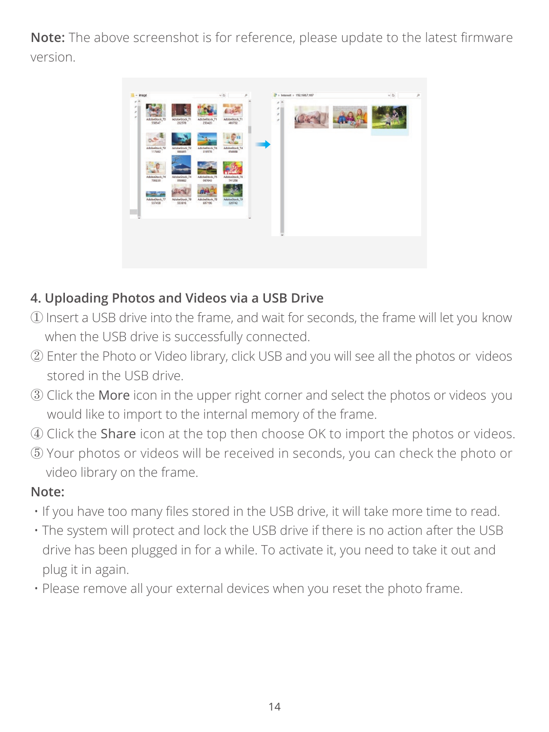**Note:** The above screenshot is for reference, please update to the latest firmware version.

## 4. Uploading Photos and Videos via a USB Drive

① Insert a USB drive into the frame, and wait for seconds, the frame will let you know when the USB drive is successfully connected.

② Enter the Photo or Video library, click USB and you will see all the photos or videos stored in the USB drive.

③ Click the **More** icon in the upper right corner and select the photos or videos you would like to import to the internal memory of the frame.

④ Click the **Share** icon at the top then choose OK to import the photos or videos.

⑤ Your photos or videos will be received in seconds, you can check the photo or video library on the frame.

**Note:**

- If you have too many files stored in the USB drive, it will take more time to read.
- The system will protect and lock the USB drive if there is no action after the USB drive has been plugged in for a while. To activate it, you need to take it out and plug it in again.
- Please remove all your external devices when you reset the photo frame.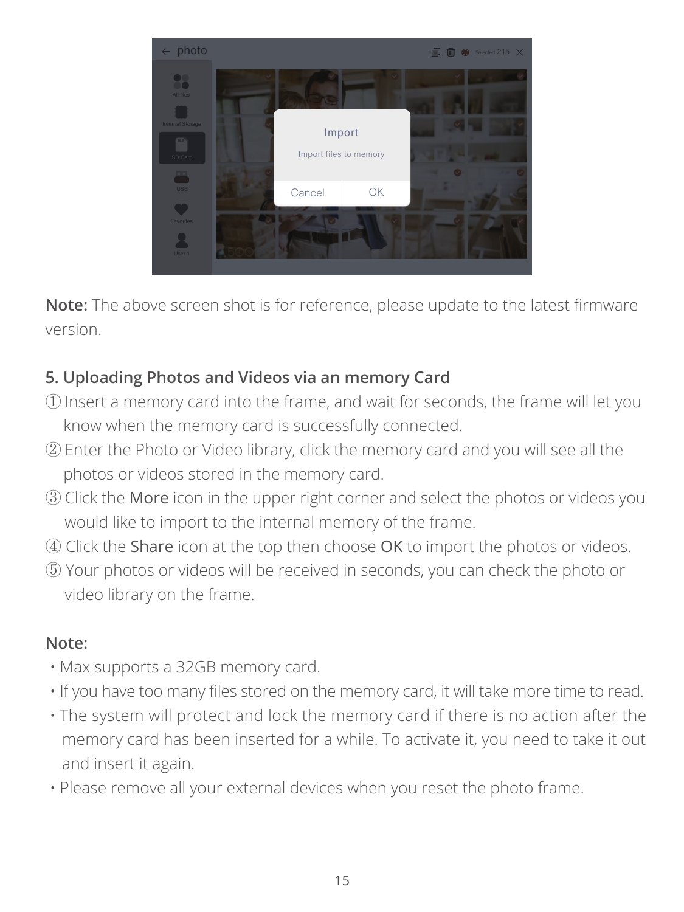**Note:** The above screen shot is for reference, please update to the latest firmware version.

## 5. Uploading Photos and Videos via an memory Card

① Insert a memory card into the frame, and wait for seconds, the frame will let you know when the memory card is successfully connected.
② Enter the Photo or Video library, click the memory card and you will see all the photos or videos stored in the memory card.
③ Click the More icon in the upper right corner and select the photos or videos you would like to import to the internal memory of the frame.
④ Click the Share icon at the top then choose OK to import the photos or videos.
⑤ Your photos or videos will be received in seconds, you can check the photo or video library on the frame.

**Note:**

- Max supports a 32GB memory card.
- If you have too many files stored on the memory card, it will take more time to read.
- The system will protect and lock the memory card if there is no action after the memory card has been inserted for a while. To activate it, you need to take it out and insert it again.
- Please remove all your external devices when you reset the photo frame.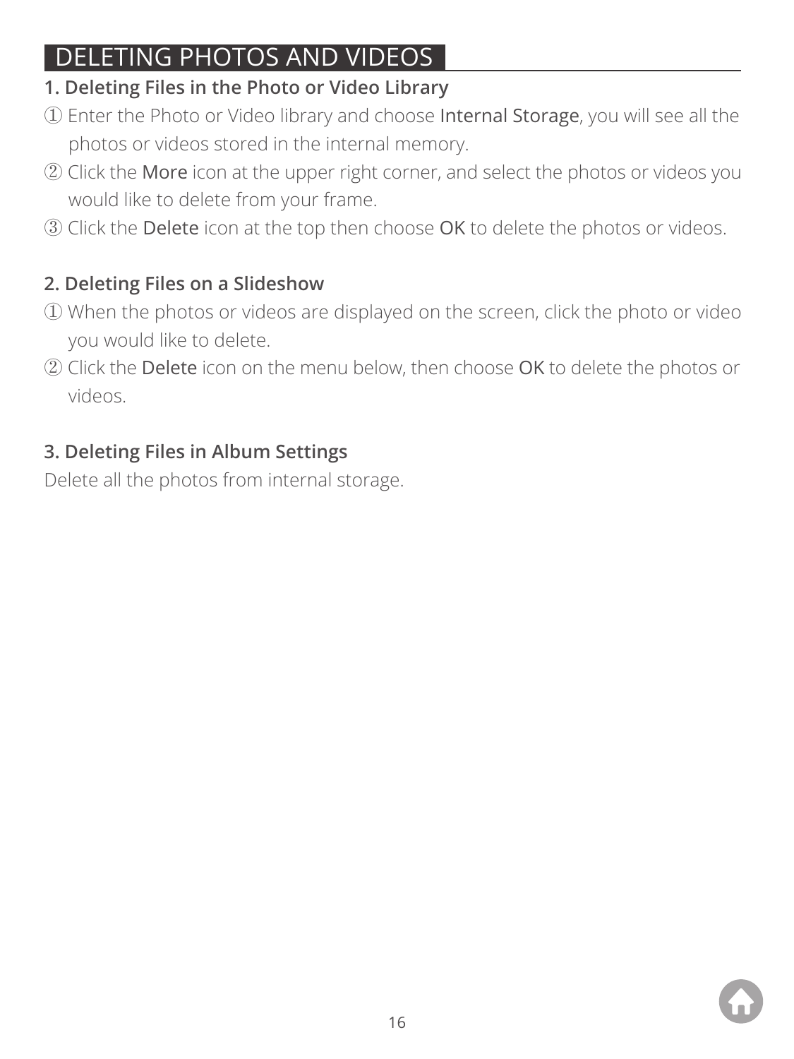# DELETING PHOTOS AND VIDEOS

**1. Deleting Files in the Photo or Video Library**

① Enter the Photo or Video library and choose Internal Storage, you will see all the photos or videos stored in the internal memory.

② Click the More icon at the upper right corner, and select the photos or videos you would like to delete from your frame.

③ Click the Delete icon at the top then choose OK to delete the photos or videos.

**2. Deleting Files on a Slideshow**

① When the photos or videos are displayed on the screen, click the photo or video you would like to delete.

② Click the Delete icon on the menu below, then choose OK to delete the photos or videos.

**3. Deleting Files in Album Settings**

Delete all the photos from internal storage.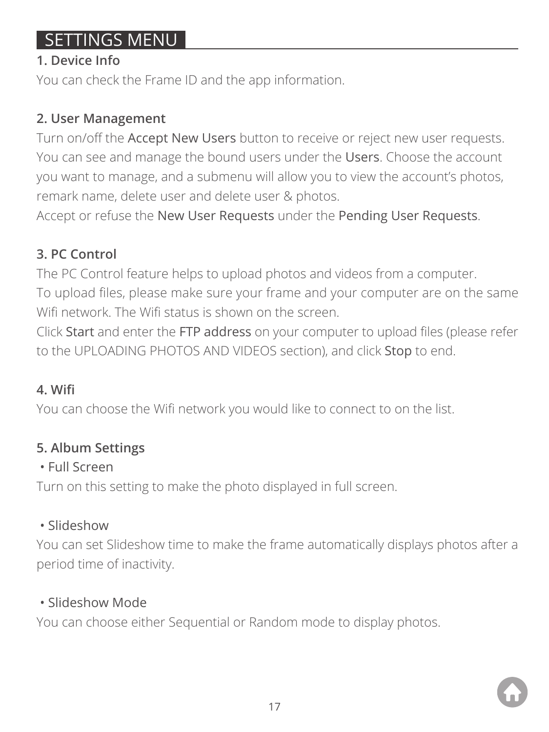# SETTINGS MENU

### 1. Device Info

You can check the Frame ID and the app information.

### 2. User Management

Turn on/off the Accept New Users button to receive or reject new user requests. You can see and manage the bound users under the Users. Choose the account you want to manage, and a submenu will allow you to view the account's photos, remark name, delete user and delete user & photos.
Accept or refuse the New User Requests under the Pending User Requests.

### 3. PC Control

The PC Control feature helps to upload photos and videos from a computer.
To upload files, please make sure your frame and your computer are on the same Wifi network. The Wifi status is shown on the screen.
Click Start and enter the FTP address on your computer to upload files (please refer to the UPLOADING PHOTOS AND VIDEOS section), and click Stop to end.

### 4. Wifi

You can choose the Wifi network you would like to connect to on the list.

### 5. Album Settings

- Full Screen

Turn on this setting to make the photo displayed in full screen.

- Slideshow

You can set Slideshow time to make the frame automatically displays photos after a period time of inactivity.

- Slideshow Mode

You can choose either Sequential or Random mode to display photos.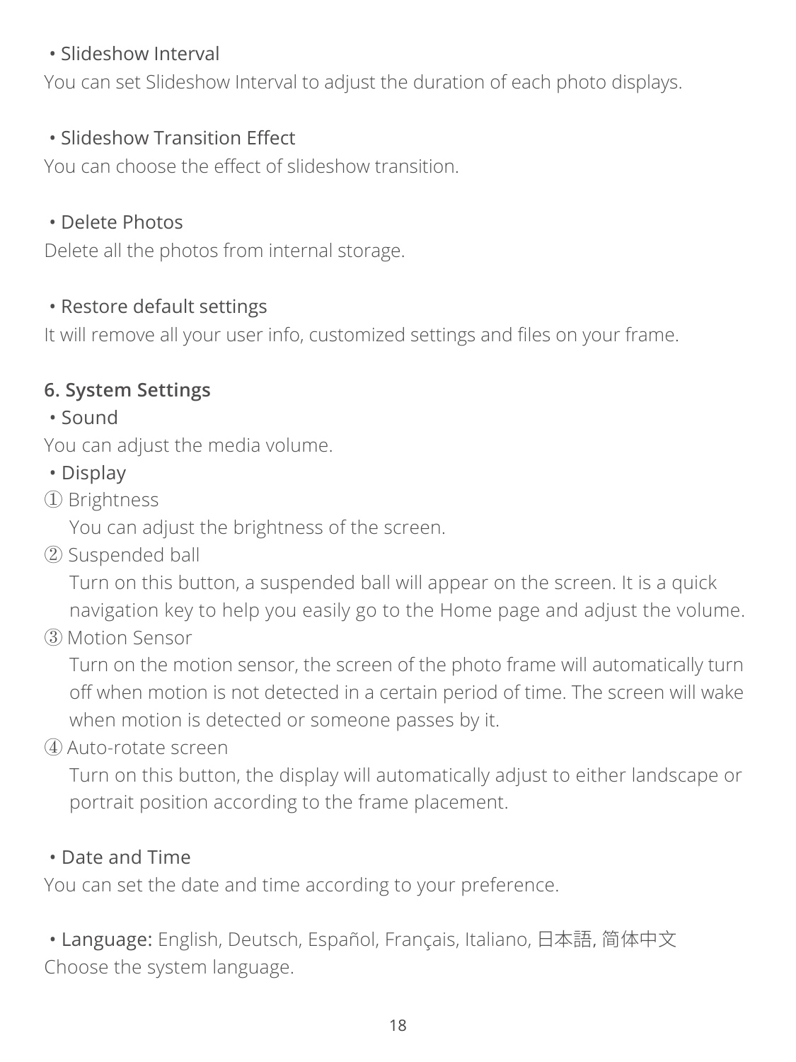• Slideshow Interval

You can set Slideshow Interval to adjust the duration of each photo displays.

• Slideshow Transition Effect

You can choose the effect of slideshow transition.

• Delete Photos

Delete all the photos from internal storage.

• Restore default settings

It will remove all your user info, customized settings and files on your frame.

## 6. System Settings

• Sound

You can adjust the media volume.

• Display

① Brightness

You can adjust the brightness of the screen.

② Suspended ball

Turn on this button, a suspended ball will appear on the screen. It is a quick navigation key to help you easily go to the Home page and adjust the volume.

③ Motion Sensor

Turn on the motion sensor, the screen of the photo frame will automatically turn off when motion is not detected in a certain period of time. The screen will wake when motion is detected or someone passes by it.

④ Auto-rotate screen

Turn on this button, the display will automatically adjust to either landscape or portrait position according to the frame placement.

• Date and Time

You can set the date and time according to your preference.

• Language: English, Deutsch, Español, Français, Italiano, 日本語, 简体中文

Choose the system language.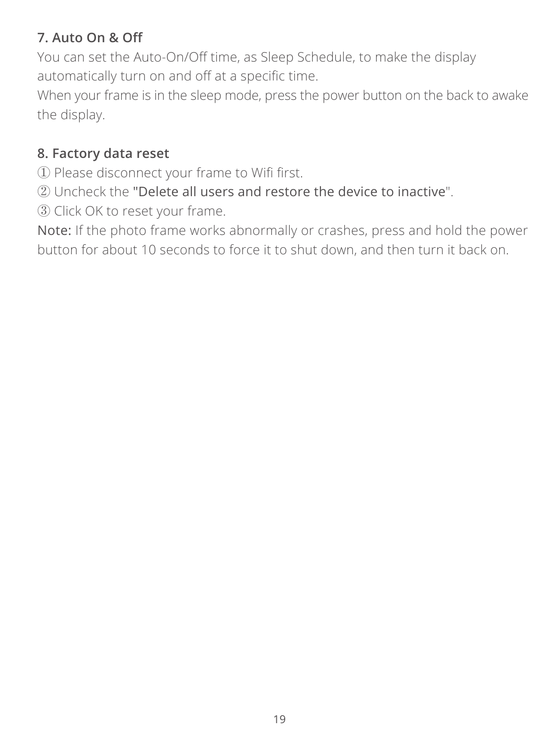### 7. Auto On & Off

You can set the Auto-On/Off time, as Sleep Schedule, to make the display automatically turn on and off at a specific time.

When your frame is in the sleep mode, press the power button on the back to awake the display.

### 8. Factory data reset

① Please disconnect your frame to Wifi first.

② Uncheck the "Delete all users and restore the device to inactive".

③ Click OK to reset your frame.

Note: If the photo frame works abnormally or crashes, press and hold the power button for about 10 seconds to force it to shut down, and then turn it back on.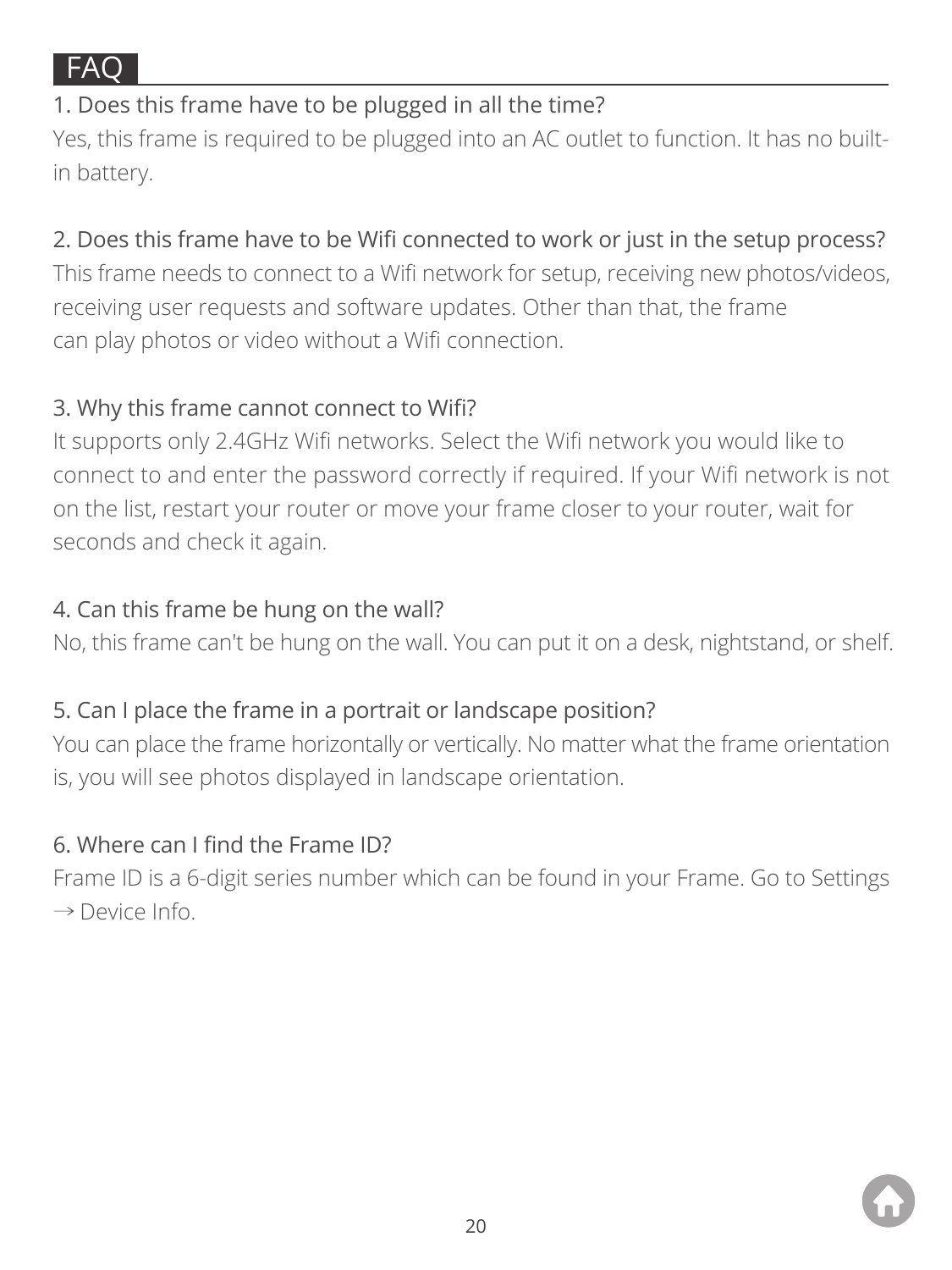# FAQ

### 1. Does this frame have to be plugged in all the time?

Yes, this frame is required to be plugged into an AC outlet to function. It has no built-in battery.

### 2. Does this frame have to be Wifi connected to work or just in the setup process?

This frame needs to connect to a Wifi network for setup, receiving new photos/videos, receiving user requests and software updates. Other than that, the frame can play photos or video without a Wifi connection.

### 3. Why this frame cannot connect to Wifi?

It supports only 2.4GHz Wifi networks. Select the Wifi network you would like to connect to and enter the password correctly if required. If your Wifi network is not on the list, restart your router or move your frame closer to your router, wait for seconds and check it again.

### 4. Can this frame be hung on the wall?

No, this frame can't be hung on the wall. You can put it on a desk, nightstand, or shelf.

### 5. Can I place the frame in a portrait or landscape position?

You can place the frame horizontally or vertically. No matter what the frame orientation is, you will see photos displayed in landscape orientation.

### 6. Where can I find the Frame ID?

Frame ID is a 6-digit series number which can be found in your Frame. Go to Settings → Device Info.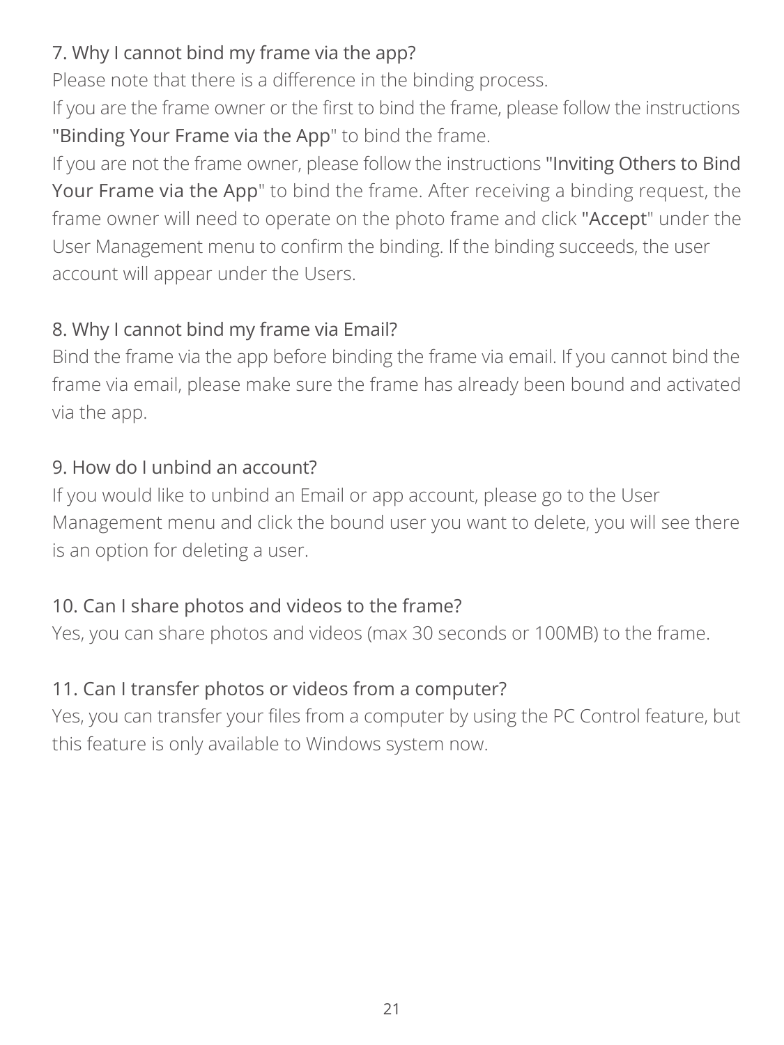### 7. Why I cannot bind my frame via the app?

Please note that there is a difference in the binding process.

If you are the frame owner or the first to bind the frame, please follow the instructions "Binding Your Frame via the App" to bind the frame.

If you are not the frame owner, please follow the instructions "Inviting Others to Bind Your Frame via the App" to bind the frame. After receiving a binding request, the frame owner will need to operate on the photo frame and click "Accept" under the User Management menu to confirm the binding. If the binding succeeds, the user account will appear under the Users.

### 8. Why I cannot bind my frame via Email?

Bind the frame via the app before binding the frame via email. If you cannot bind the frame via email, please make sure the frame has already been bound and activated via the app.

### 9. How do I unbind an account?

If you would like to unbind an Email or app account, please go to the User Management menu and click the bound user you want to delete, you will see there is an option for deleting a user.

### 10. Can I share photos and videos to the frame?

Yes, you can share photos and videos (max 30 seconds or 100MB) to the frame.

### 11. Can I transfer photos or videos from a computer?

Yes, you can transfer your files from a computer by using the PC Control feature, but this feature is only available to Windows system now.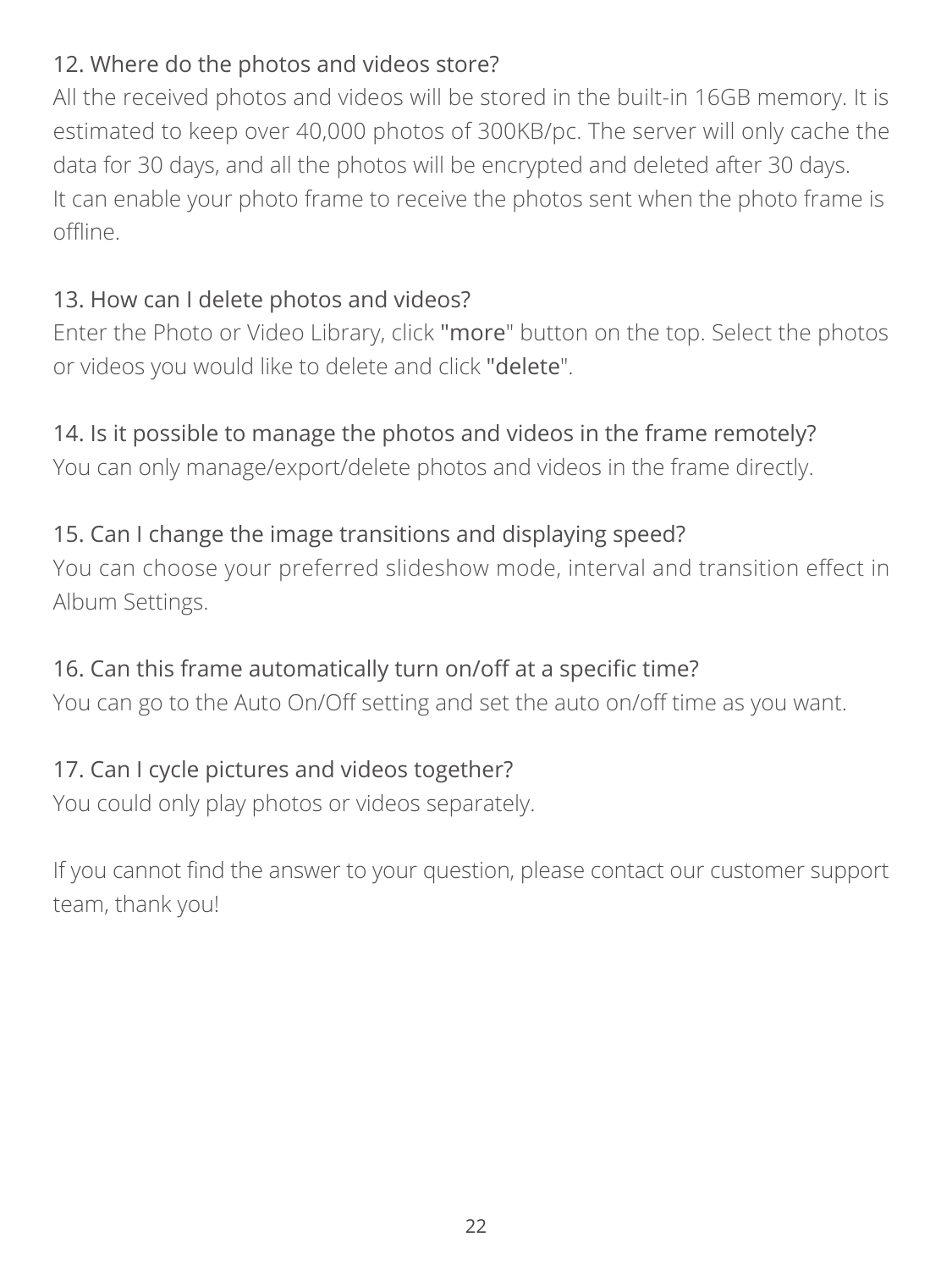### 12. Where do the photos and videos store?

All the received photos and videos will be stored in the built-in 16GB memory. It is estimated to keep over 40,000 photos of 300KB/pc. The server will only cache the data for 30 days, and all the photos will be encrypted and deleted after 30 days. It can enable your photo frame to receive the photos sent when the photo frame is offline.

### 13. How can I delete photos and videos?

Enter the Photo or Video Library, click "more" button on the top. Select the photos or videos you would like to delete and click "delete".

### 14. Is it possible to manage the photos and videos in the frame remotely?

You can only manage/export/delete photos and videos in the frame directly.

### 15. Can I change the image transitions and displaying speed?

You can choose your preferred slideshow mode, interval and transition effect in Album Settings.

### 16. Can this frame automatically turn on/off at a specific time?

You can go to the Auto On/Off setting and set the auto on/off time as you want.

### 17. Can I cycle pictures and videos together?

You could only play photos or videos separately.

If you cannot find the answer to your question, please contact our customer support team, thank you!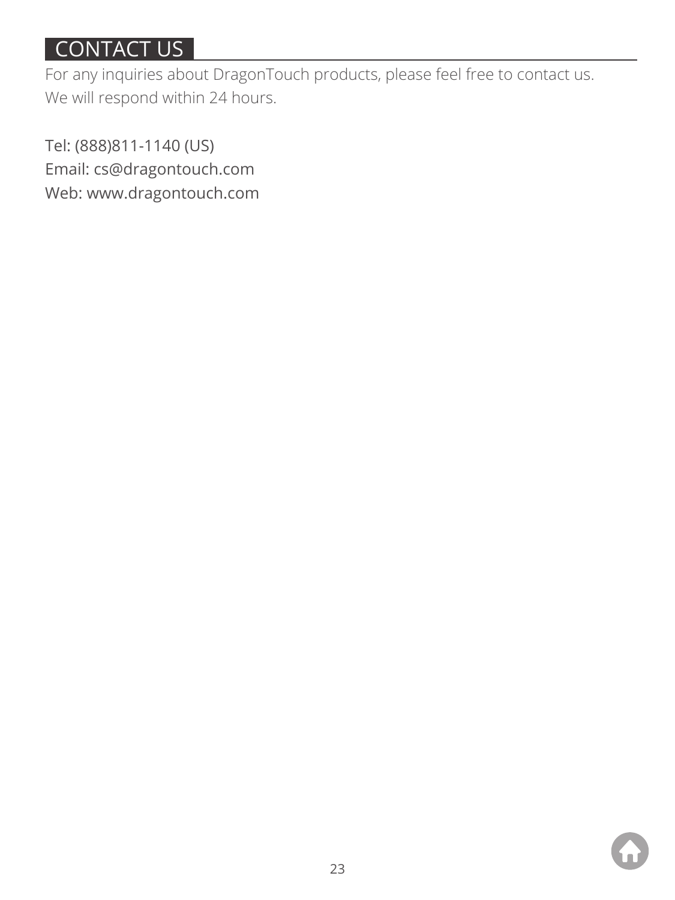# CONTACT US

For any inquiries about DragonTouch products, please feel free to contact us.
We will respond within 24 hours.

Tel: (888)811-1140 (US)
Email: cs@dragontouch.com
Web: www.dragontouch.com